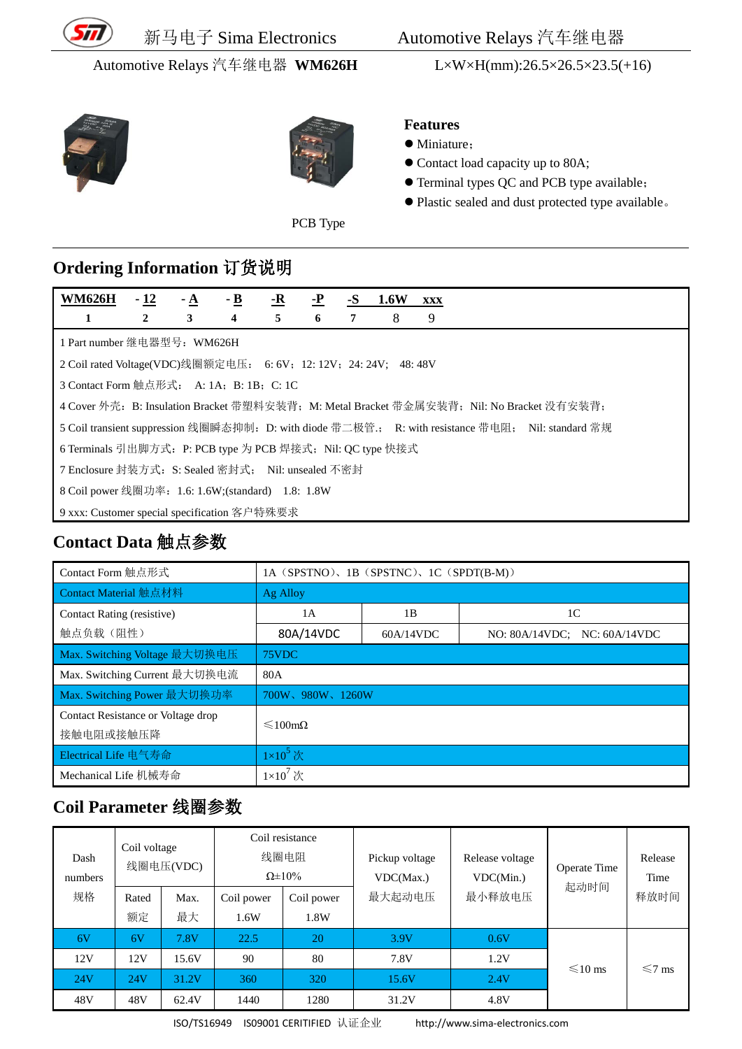新马电子 Sima Electronics　　Automotive Relays 汽车继电器

Automotive Relays 汽车继电器 **WM626H**　　L×W×H(mm):26.5×26.5×23.5(+16)

PCB Type

**Features**

- Miniature；
- Contact load capacity up to 80A;
- Terminal types QC and PCB type available；
- Plastic sealed and dust protected type available。

## Ordering Information 订货说明

| **WM626H** | **- 12** | **- A** | **- B** | **-R** | **-P** | **-S** | **1.6W** | **xxx** |
|---|---|---|---|---|---|---|---|---|
| 1 | 2 | 3 | 4 | 5 | 6 | 7 | 8 | 9 |

1 Part number 继电器型号：WM626H

2 Coil rated Voltage(VDC)线圈额定电压： 6: 6V；12: 12V；24: 24V; 48: 48V

3 Contact Form 触点形式： A: 1A；B: 1B；C: 1C

4 Cover 外壳：B: Insulation Bracket 带塑料安装背；M: Metal Bracket 带金属安装背；Nil: No Bracket 没有安装背；

5 Coil transient suppression 线圈瞬态抑制：D: with diode 带二极管.； R: with resistance 带电阻； Nil: standard 常规

6 Terminals 引出脚方式：P: PCB type 为 PCB 焊接式；Nil: QC type 快接式

7 Enclosure 封装方式：S: Sealed 密封式； Nil: unsealed 不密封

8 Coil power 线圈功率：1.6: 1.6W;(standard) 1.8: 1.8W

9 xxx: Customer special specification 客户特殊要求

## Contact Data 触点参数

| Item | 1A | 1B | 1C |
|---|---|---|---|
| Contact Form 触点形式 | 1A（SPSTNO）、1B（SPSTNC）、1C（SPDT(B-M)） | | |
| Contact Material 触点材料 | Ag Alloy | | |
| Contact Rating (resistive) 触点负载（阻性） | 80A/14VDC | 60A/14VDC | NO: 80A/14VDC; NC: 60A/14VDC |
| Max. Switching Voltage 最大切换电压 | 75VDC | | |
| Max. Switching Current 最大切换电流 | 80A | | |
| Max. Switching Power 最大切换功率 | 700W、980W、1260W | | |
| Contact Resistance or Voltage drop 接触电阻或接触压降 | ≤100mΩ | | |
| Electrical Life 电气寿命 | $1\times10^5$ 次 | | |
| Mechanical Life 机械寿命 | $1\times10^7$ 次 | | |

## Coil Parameter 线圈参数

| Dash numbers 规格 | Coil voltage 线圈电压(VDC) | | Coil resistance 线圈电阻 Ω±10% | | Pickup voltage VDC(Max.) 最大起动电压 | Release voltage VDC(Min.) 最小释放电压 | Operate Time 起动时间 | Release Time 释放时间 |
|---|---|---|---|---|---|---|---|---|
| | Rated 额定 | Max. 最大 | Coil power 1.6W | Coil power 1.8W | | | | |
| 6V | 6V | 7.8V | 22.5 | 20 | 3.9V | 0.6V | ≤10 ms | ≤7 ms |
| 12V | 12V | 15.6V | 90 | 80 | 7.8V | 1.2V | | |
| 24V | 24V | 31.2V | 360 | 320 | 15.6V | 2.4V | | |
| 48V | 48V | 62.4V | 1440 | 1280 | 31.2V | 4.8V | | |

ISO/TS16949 IS09001 CERITIFIED 认证企业 http://www.sima-electronics.com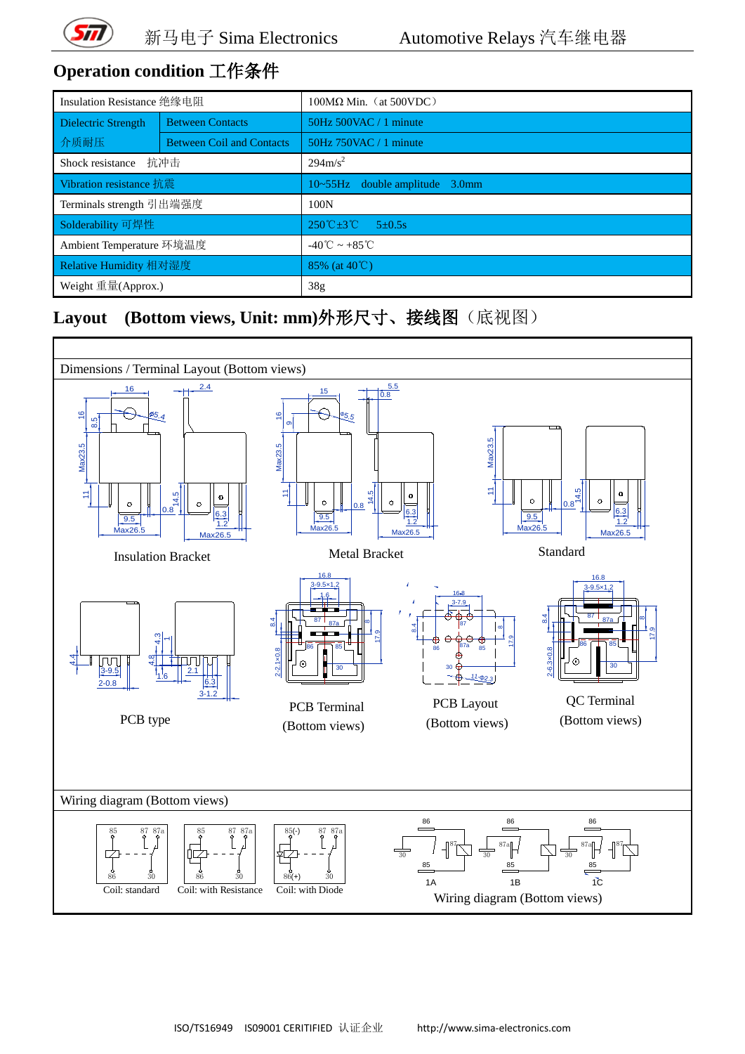## Operation condition 工作条件

| | | |
|---|---|---|
| Insulation Resistance 绝缘电阻 | | 100MΩ Min.（at 500VDC） |
| Dielectric Strength 介质耐压 | Between Contacts | 50Hz 500VAC / 1 minute |
| | Between Coil and Contacts | 50Hz 750VAC / 1 minute |
| Shock resistance 抗冲击 | | 294m/s$^2$ |
| Vibration resistance 抗震 | | 10~55Hz double amplitude 3.0mm |
| Terminals strength 引出端强度 | | 100N |
| Solderability 可焊性 | | 250℃±3℃ 5±0.5s |
| Ambient Temperature 环境温度 | | -40℃ ~ +85℃ |
| Relative Humidity 相对湿度 | | 85% (at 40℃) |
| Weight 重量(Approx.) | | 38g |

## Layout (Bottom views, Unit: mm)外形尺寸、接线图（底视图）

Dimensions / Terminal Layout (Bottom views)

Insulation Bracket

Metal Bracket

Standard

PCB type

PCB Terminal (Bottom views)

PCB Layout (Bottom views)

QC Terminal (Bottom views)

Wiring diagram (Bottom views)

Coil: standard

Coil: with Resistance

Coil: with Diode

1A 1B 1C

Wiring diagram (Bottom views)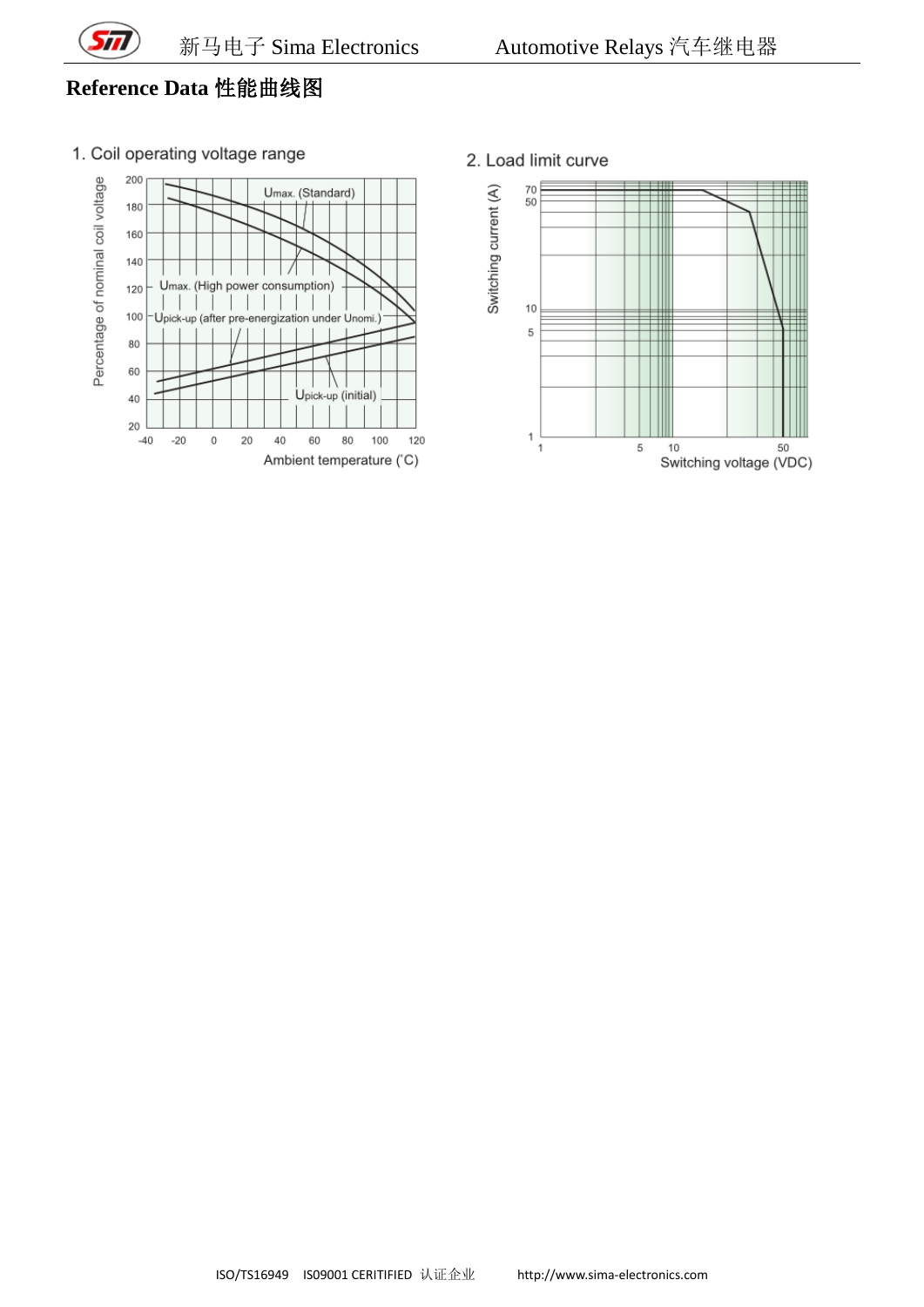## Reference Data 性能曲线图

1. Coil operating voltage range

Percentage of nominal coil voltage

200
180
160
140
120
100
80
60
40
20

-40 -20 0 20 40 60 80 100 120

Ambient temperature (˚C)

Umax. (Standard)

Umax. (High power consumption)

Upick-up (after pre-energization under Unomi.)

Upick-up (initial)

2. Load limit curve

Switching current (A)

70
50
10
5
1

1 5 10 50

Switching voltage (VDC)